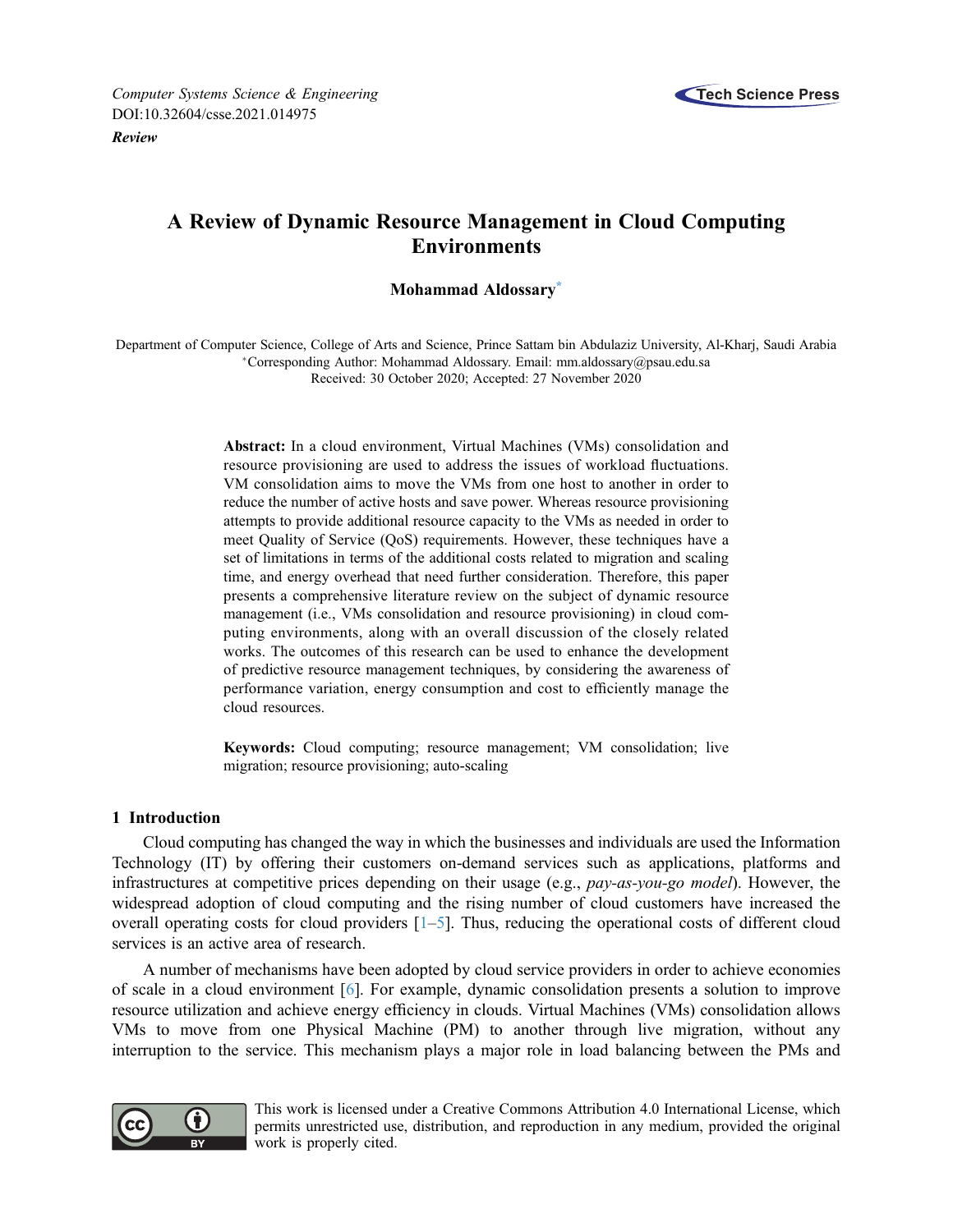Computer Systems Science & Engineering
DOI:10.32604/csse.2021.014975

*Review*

# A Review of Dynamic Resource Management in Cloud Computing Environments

**Mohammad Aldossary***

Department of Computer Science, College of Arts and Science, Prince Sattam bin Abdulaziz University, Al-Kharj, Saudi Arabia
*Corresponding Author: Mohammad Aldossary. Email: mm.aldossary@psau.edu.sa
Received: 30 October 2020; Accepted: 27 November 2020

**Abstract:** In a cloud environment, Virtual Machines (VMs) consolidation and resource provisioning are used to address the issues of workload fluctuations. VM consolidation aims to move the VMs from one host to another in order to reduce the number of active hosts and save power. Whereas resource provisioning attempts to provide additional resource capacity to the VMs as needed in order to meet Quality of Service (QoS) requirements. However, these techniques have a set of limitations in terms of the additional costs related to migration and scaling time, and energy overhead that need further consideration. Therefore, this paper presents a comprehensive literature review on the subject of dynamic resource management (i.e., VMs consolidation and resource provisioning) in cloud computing environments, along with an overall discussion of the closely related works. The outcomes of this research can be used to enhance the development of predictive resource management techniques, by considering the awareness of performance variation, energy consumption and cost to efficiently manage the cloud resources.

**Keywords:** Cloud computing; resource management; VM consolidation; live migration; resource provisioning; auto-scaling

## 1 Introduction

Cloud computing has changed the way in which the businesses and individuals are used the Information Technology (IT) by offering their customers on-demand services such as applications, platforms and infrastructures at competitive prices depending on their usage (e.g., *pay-as-you-go model*). However, the widespread adoption of cloud computing and the rising number of cloud customers have increased the overall operating costs for cloud providers [1–5]. Thus, reducing the operational costs of different cloud services is an active area of research.

A number of mechanisms have been adopted by cloud service providers in order to achieve economies of scale in a cloud environment [6]. For example, dynamic consolidation presents a solution to improve resource utilization and achieve energy efficiency in clouds. Virtual Machines (VMs) consolidation allows VMs to move from one Physical Machine (PM) to another through live migration, without any interruption to the service. This mechanism plays a major role in load balancing between the PMs and

This work is licensed under a Creative Commons Attribution 4.0 International License, which permits unrestricted use, distribution, and reproduction in any medium, provided the original work is properly cited.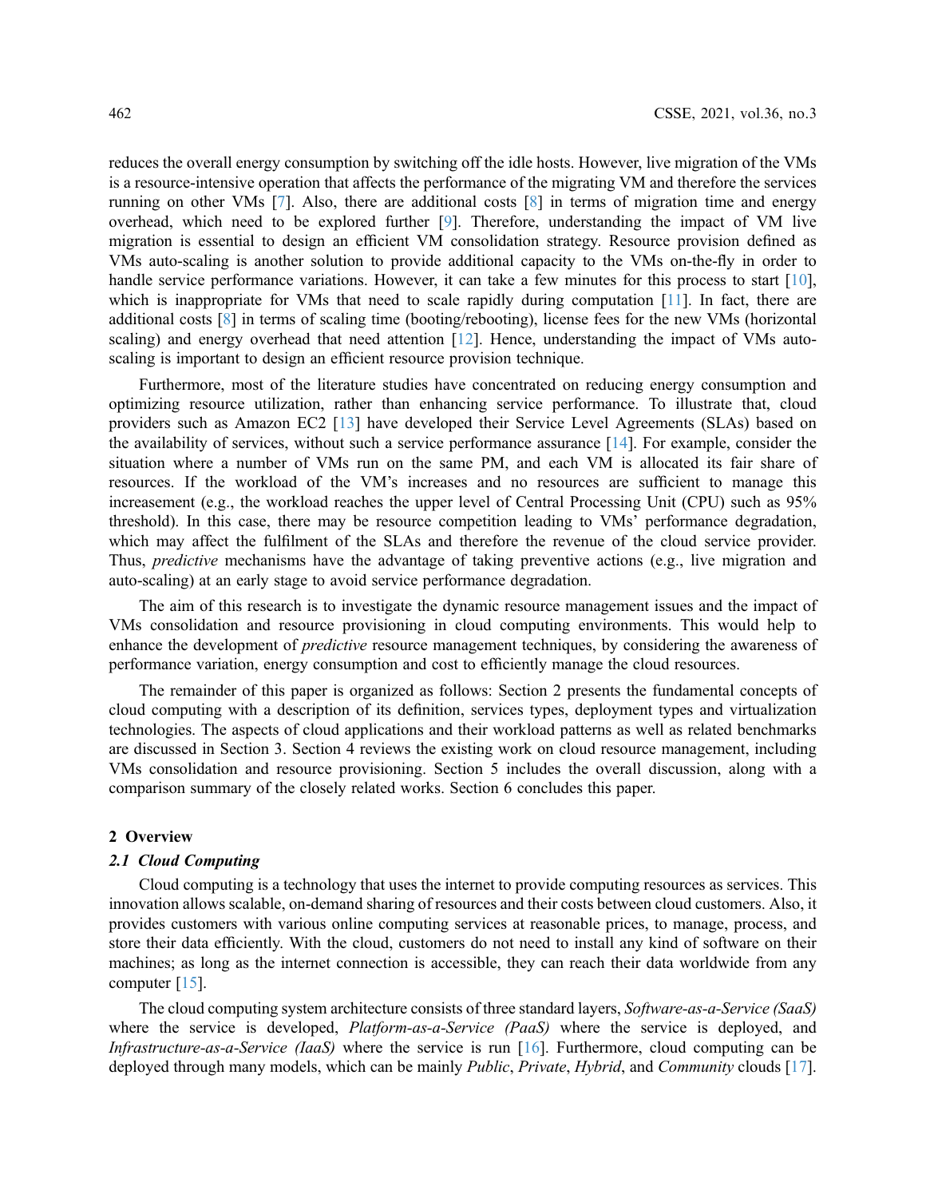reduces the overall energy consumption by switching off the idle hosts. However, live migration of the VMs is a resource-intensive operation that affects the performance of the migrating VM and therefore the services running on other VMs [7]. Also, there are additional costs [8] in terms of migration time and energy overhead, which need to be explored further [9]. Therefore, understanding the impact of VM live migration is essential to design an efficient VM consolidation strategy. Resource provision defined as VMs auto-scaling is another solution to provide additional capacity to the VMs on-the-fly in order to handle service performance variations. However, it can take a few minutes for this process to start [10], which is inappropriate for VMs that need to scale rapidly during computation [11]. In fact, there are additional costs [8] in terms of scaling time (booting/rebooting), license fees for the new VMs (horizontal scaling) and energy overhead that need attention [12]. Hence, understanding the impact of VMs auto-scaling is important to design an efficient resource provision technique.

Furthermore, most of the literature studies have concentrated on reducing energy consumption and optimizing resource utilization, rather than enhancing service performance. To illustrate that, cloud providers such as Amazon EC2 [13] have developed their Service Level Agreements (SLAs) based on the availability of services, without such a service performance assurance [14]. For example, consider the situation where a number of VMs run on the same PM, and each VM is allocated its fair share of resources. If the workload of the VM's increases and no resources are sufficient to manage this increasement (e.g., the workload reaches the upper level of Central Processing Unit (CPU) such as 95% threshold). In this case, there may be resource competition leading to VMs' performance degradation, which may affect the fulfilment of the SLAs and therefore the revenue of the cloud service provider. Thus, *predictive* mechanisms have the advantage of taking preventive actions (e.g., live migration and auto-scaling) at an early stage to avoid service performance degradation.

The aim of this research is to investigate the dynamic resource management issues and the impact of VMs consolidation and resource provisioning in cloud computing environments. This would help to enhance the development of *predictive* resource management techniques, by considering the awareness of performance variation, energy consumption and cost to efficiently manage the cloud resources.

The remainder of this paper is organized as follows: Section 2 presents the fundamental concepts of cloud computing with a description of its definition, services types, deployment types and virtualization technologies. The aspects of cloud applications and their workload patterns as well as related benchmarks are discussed in Section 3. Section 4 reviews the existing work on cloud resource management, including VMs consolidation and resource provisioning. Section 5 includes the overall discussion, along with a comparison summary of the closely related works. Section 6 concludes this paper.

## 2 Overview

### *2.1 Cloud Computing*

Cloud computing is a technology that uses the internet to provide computing resources as services. This innovation allows scalable, on-demand sharing of resources and their costs between cloud customers. Also, it provides customers with various online computing services at reasonable prices, to manage, process, and store their data efficiently. With the cloud, customers do not need to install any kind of software on their machines; as long as the internet connection is accessible, they can reach their data worldwide from any computer [15].

The cloud computing system architecture consists of three standard layers, *Software-as-a-Service (SaaS)* where the service is developed, *Platform-as-a-Service (PaaS)* where the service is deployed, and *Infrastructure-as-a-Service (IaaS)* where the service is run [16]. Furthermore, cloud computing can be deployed through many models, which can be mainly *Public*, *Private*, *Hybrid*, and *Community* clouds [17].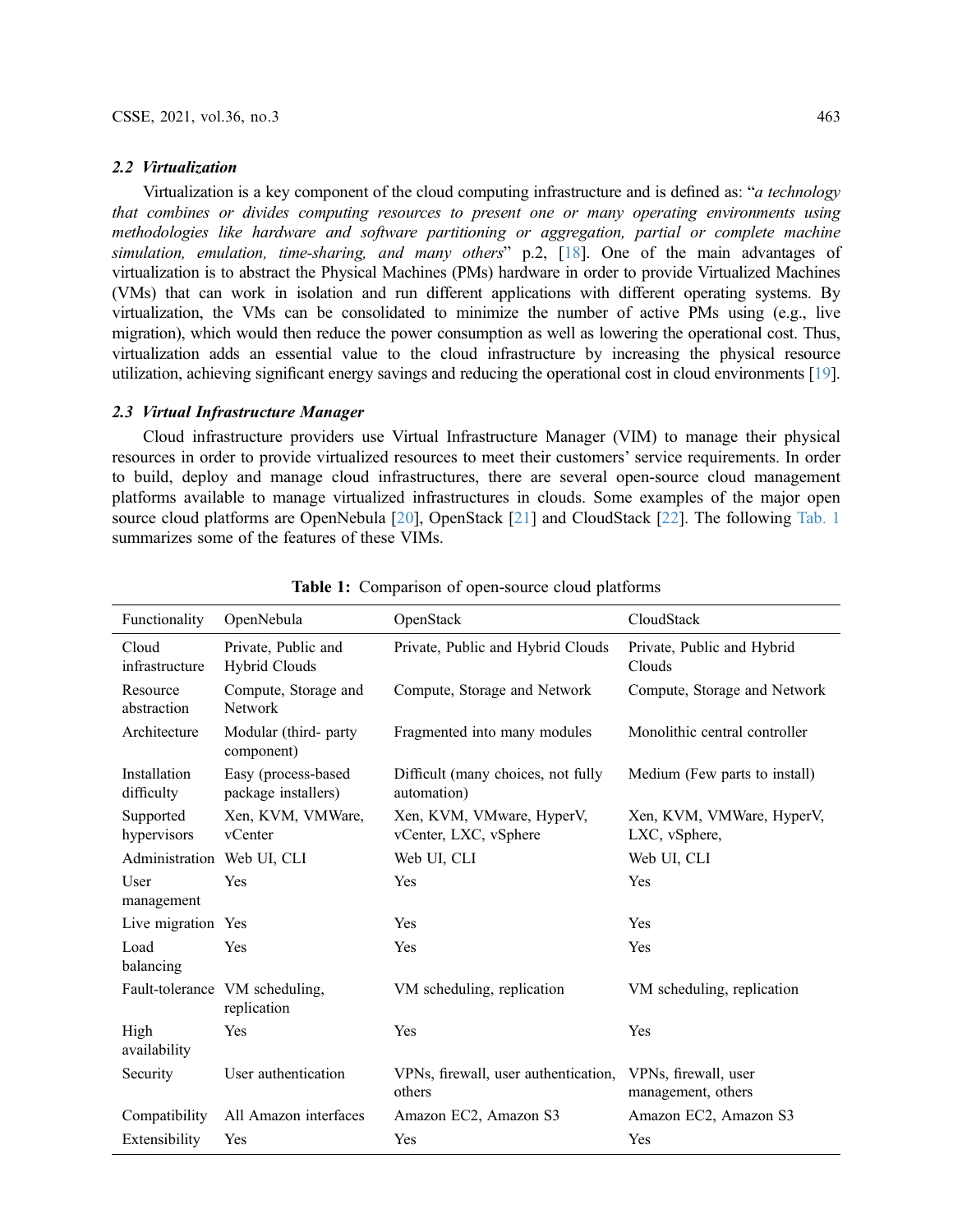### 2.2 Virtualization

Virtualization is a key component of the cloud computing infrastructure and is defined as: "*a technology that combines or divides computing resources to present one or many operating environments using methodologies like hardware and software partitioning or aggregation, partial or complete machine simulation, emulation, time-sharing, and many others*" p.2, [18]. One of the main advantages of virtualization is to abstract the Physical Machines (PMs) hardware in order to provide Virtualized Machines (VMs) that can work in isolation and run different applications with different operating systems. By virtualization, the VMs can be consolidated to minimize the number of active PMs using (e.g., live migration), which would then reduce the power consumption as well as lowering the operational cost. Thus, virtualization adds an essential value to the cloud infrastructure by increasing the physical resource utilization, achieving significant energy savings and reducing the operational cost in cloud environments [19].

### 2.3 Virtual Infrastructure Manager

Cloud infrastructure providers use Virtual Infrastructure Manager (VIM) to manage their physical resources in order to provide virtualized resources to meet their customers' service requirements. In order to build, deploy and manage cloud infrastructures, there are several open-source cloud management platforms available to manage virtualized infrastructures in clouds. Some examples of the major open source cloud platforms are OpenNebula [20], OpenStack [21] and CloudStack [22]. The following Tab. 1 summarizes some of the features of these VIMs.

**Table 1:** Comparison of open-source cloud platforms

| Functionality | OpenNebula | OpenStack | CloudStack |
|---|---|---|---|
| Cloud infrastructure | Private, Public and Hybrid Clouds | Private, Public and Hybrid Clouds | Private, Public and Hybrid Clouds |
| Resource abstraction | Compute, Storage and Network | Compute, Storage and Network | Compute, Storage and Network |
| Architecture | Modular (third- party component) | Fragmented into many modules | Monolithic central controller |
| Installation difficulty | Easy (process-based package installers) | Difficult (many choices, not fully automation) | Medium (Few parts to install) |
| Supported hypervisors | Xen, KVM, VMWare, vCenter | Xen, KVM, VMware, HyperV, vCenter, LXC, vSphere | Xen, KVM, VMWare, HyperV, LXC, vSphere, |
| Administration | Web UI, CLI | Web UI, CLI | Web UI, CLI |
| User management | Yes | Yes | Yes |
| Live migration | Yes | Yes | Yes |
| Load balancing | Yes | Yes | Yes |
| Fault-tolerance | VM scheduling, replication | VM scheduling, replication | VM scheduling, replication |
| High availability | Yes | Yes | Yes |
| Security | User authentication | VPNs, firewall, user authentication, others | VPNs, firewall, user management, others |
| Compatibility | All Amazon interfaces | Amazon EC2, Amazon S3 | Amazon EC2, Amazon S3 |
| Extensibility | Yes | Yes | Yes |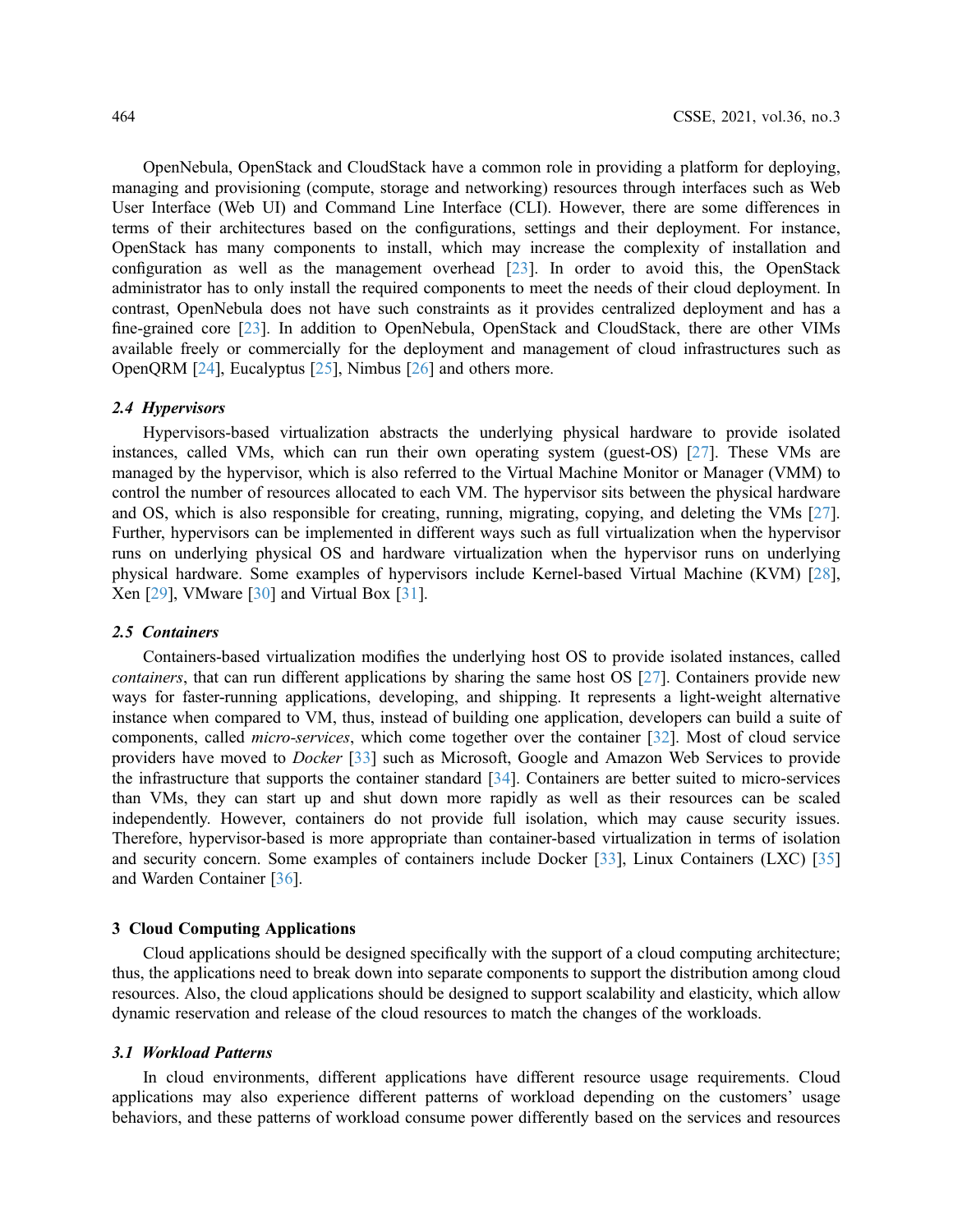OpenNebula, OpenStack and CloudStack have a common role in providing a platform for deploying, managing and provisioning (compute, storage and networking) resources through interfaces such as Web User Interface (Web UI) and Command Line Interface (CLI). However, there are some differences in terms of their architectures based on the configurations, settings and their deployment. For instance, OpenStack has many components to install, which may increase the complexity of installation and configuration as well as the management overhead [23]. In order to avoid this, the OpenStack administrator has to only install the required components to meet the needs of their cloud deployment. In contrast, OpenNebula does not have such constraints as it provides centralized deployment and has a fine-grained core [23]. In addition to OpenNebula, OpenStack and CloudStack, there are other VIMs available freely or commercially for the deployment and management of cloud infrastructures such as OpenQRM [24], Eucalyptus [25], Nimbus [26] and others more.

### *2.4 Hypervisors*

Hypervisors-based virtualization abstracts the underlying physical hardware to provide isolated instances, called VMs, which can run their own operating system (guest-OS) [27]. These VMs are managed by the hypervisor, which is also referred to the Virtual Machine Monitor or Manager (VMM) to control the number of resources allocated to each VM. The hypervisor sits between the physical hardware and OS, which is also responsible for creating, running, migrating, copying, and deleting the VMs [27]. Further, hypervisors can be implemented in different ways such as full virtualization when the hypervisor runs on underlying physical OS and hardware virtualization when the hypervisor runs on underlying physical hardware. Some examples of hypervisors include Kernel-based Virtual Machine (KVM) [28], Xen [29], VMware [30] and Virtual Box [31].

### *2.5 Containers*

Containers-based virtualization modifies the underlying host OS to provide isolated instances, called *containers*, that can run different applications by sharing the same host OS [27]. Containers provide new ways for faster-running applications, developing, and shipping. It represents a light-weight alternative instance when compared to VM, thus, instead of building one application, developers can build a suite of components, called *micro-services*, which come together over the container [32]. Most of cloud service providers have moved to *Docker* [33] such as Microsoft, Google and Amazon Web Services to provide the infrastructure that supports the container standard [34]. Containers are better suited to micro-services than VMs, they can start up and shut down more rapidly as well as their resources can be scaled independently. However, containers do not provide full isolation, which may cause security issues. Therefore, hypervisor-based is more appropriate than container-based virtualization in terms of isolation and security concern. Some examples of containers include Docker [33], Linux Containers (LXC) [35] and Warden Container [36].

## 3 Cloud Computing Applications

Cloud applications should be designed specifically with the support of a cloud computing architecture; thus, the applications need to break down into separate components to support the distribution among cloud resources. Also, the cloud applications should be designed to support scalability and elasticity, which allow dynamic reservation and release of the cloud resources to match the changes of the workloads.

### *3.1 Workload Patterns*

In cloud environments, different applications have different resource usage requirements. Cloud applications may also experience different patterns of workload depending on the customers' usage behaviors, and these patterns of workload consume power differently based on the services and resources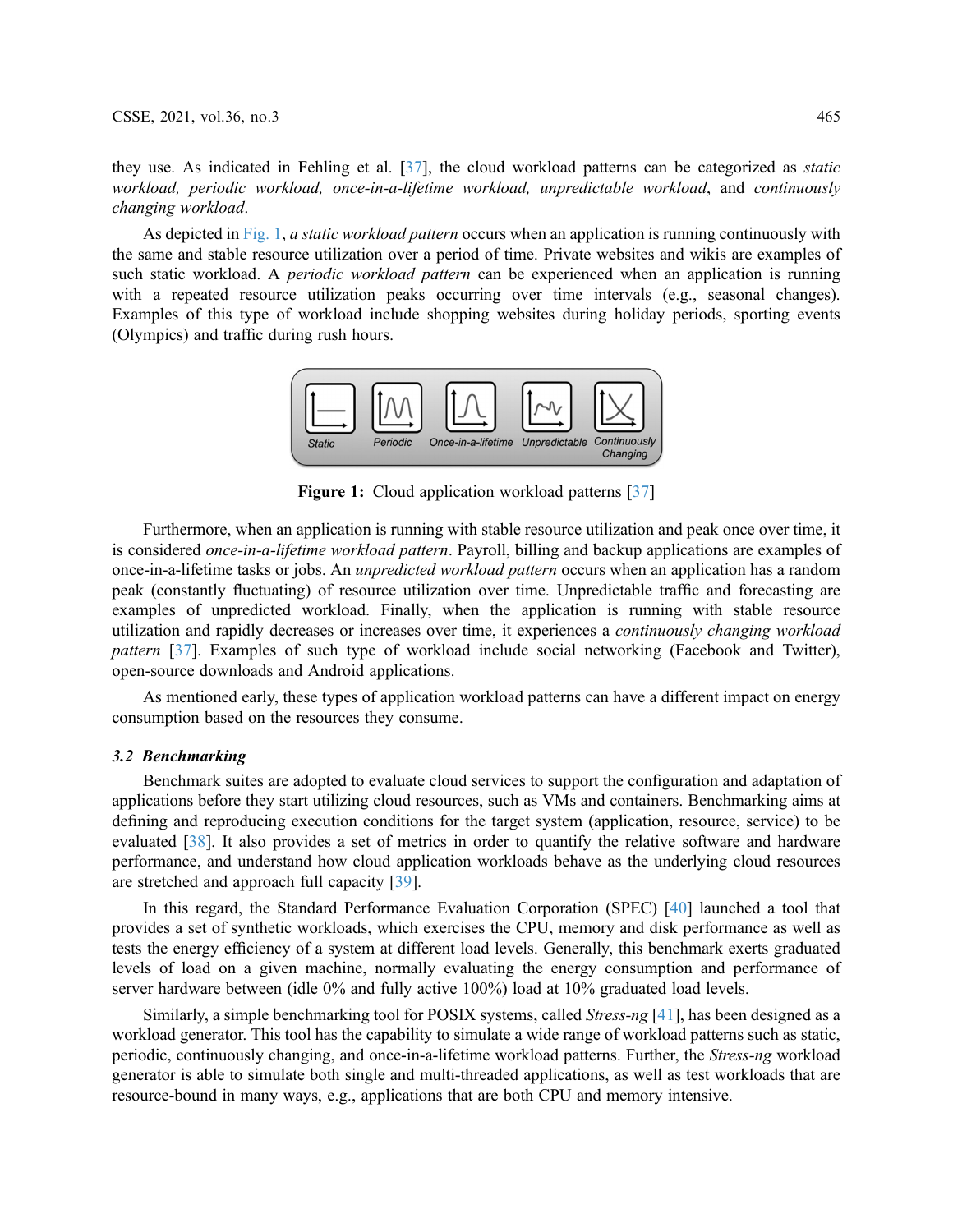they use. As indicated in Fehling et al. [37], the cloud workload patterns can be categorized as *static workload, periodic workload, once-in-a-lifetime workload, unpredictable workload*, and *continuously changing workload*.

As depicted in Fig. 1, *a static workload pattern* occurs when an application is running continuously with the same and stable resource utilization over a period of time. Private websites and wikis are examples of such static workload. A *periodic workload pattern* can be experienced when an application is running with a repeated resource utilization peaks occurring over time intervals (e.g., seasonal changes). Examples of this type of workload include shopping websites during holiday periods, sporting events (Olympics) and traffic during rush hours.

**Figure 1:** Cloud application workload patterns [37]

Furthermore, when an application is running with stable resource utilization and peak once over time, it is considered *once-in-a-lifetime workload pattern*. Payroll, billing and backup applications are examples of once-in-a-lifetime tasks or jobs. An *unpredicted workload pattern* occurs when an application has a random peak (constantly fluctuating) of resource utilization over time. Unpredictable traffic and forecasting are examples of unpredicted workload. Finally, when the application is running with stable resource utilization and rapidly decreases or increases over time, it experiences a *continuously changing workload pattern* [37]. Examples of such type of workload include social networking (Facebook and Twitter), open-source downloads and Android applications.

As mentioned early, these types of application workload patterns can have a different impact on energy consumption based on the resources they consume.

### *3.2 Benchmarking*

Benchmark suites are adopted to evaluate cloud services to support the configuration and adaptation of applications before they start utilizing cloud resources, such as VMs and containers. Benchmarking aims at defining and reproducing execution conditions for the target system (application, resource, service) to be evaluated [38]. It also provides a set of metrics in order to quantify the relative software and hardware performance, and understand how cloud application workloads behave as the underlying cloud resources are stretched and approach full capacity [39].

In this regard, the Standard Performance Evaluation Corporation (SPEC) [40] launched a tool that provides a set of synthetic workloads, which exercises the CPU, memory and disk performance as well as tests the energy efficiency of a system at different load levels. Generally, this benchmark exerts graduated levels of load on a given machine, normally evaluating the energy consumption and performance of server hardware between (idle 0% and fully active 100%) load at 10% graduated load levels.

Similarly, a simple benchmarking tool for POSIX systems, called *Stress-ng* [41], has been designed as a workload generator. This tool has the capability to simulate a wide range of workload patterns such as static, periodic, continuously changing, and once-in-a-lifetime workload patterns. Further, the *Stress-ng* workload generator is able to simulate both single and multi-threaded applications, as well as test workloads that are resource-bound in many ways, e.g., applications that are both CPU and memory intensive.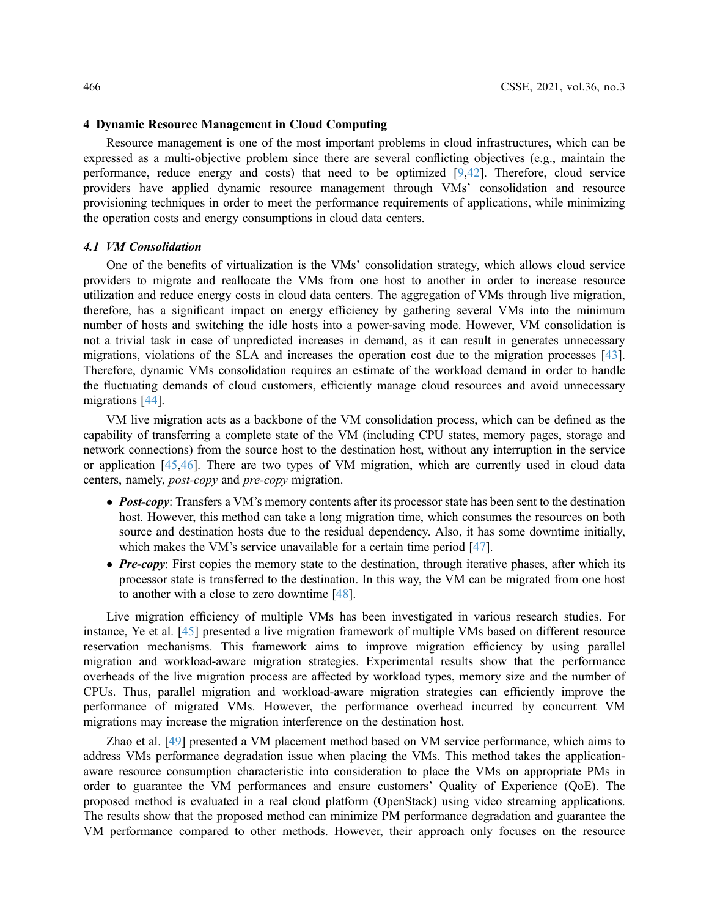## 4 Dynamic Resource Management in Cloud Computing

Resource management is one of the most important problems in cloud infrastructures, which can be expressed as a multi-objective problem since there are several conflicting objectives (e.g., maintain the performance, reduce energy and costs) that need to be optimized [9,42]. Therefore, cloud service providers have applied dynamic resource management through VMs' consolidation and resource provisioning techniques in order to meet the performance requirements of applications, while minimizing the operation costs and energy consumptions in cloud data centers.

### 4.1 VM Consolidation

One of the benefits of virtualization is the VMs' consolidation strategy, which allows cloud service providers to migrate and reallocate the VMs from one host to another in order to increase resource utilization and reduce energy costs in cloud data centers. The aggregation of VMs through live migration, therefore, has a significant impact on energy efficiency by gathering several VMs into the minimum number of hosts and switching the idle hosts into a power-saving mode. However, VM consolidation is not a trivial task in case of unpredicted increases in demand, as it can result in generates unnecessary migrations, violations of the SLA and increases the operation cost due to the migration processes [43]. Therefore, dynamic VMs consolidation requires an estimate of the workload demand in order to handle the fluctuating demands of cloud customers, efficiently manage cloud resources and avoid unnecessary migrations [44].

VM live migration acts as a backbone of the VM consolidation process, which can be defined as the capability of transferring a complete state of the VM (including CPU states, memory pages, storage and network connections) from the source host to the destination host, without any interruption in the service or application [45,46]. There are two types of VM migration, which are currently used in cloud data centers, namely, *post-copy* and *pre-copy* migration.

- ***Post-copy***: Transfers a VM's memory contents after its processor state has been sent to the destination host. However, this method can take a long migration time, which consumes the resources on both source and destination hosts due to the residual dependency. Also, it has some downtime initially, which makes the VM's service unavailable for a certain time period [47].
- ***Pre-copy***: First copies the memory state to the destination, through iterative phases, after which its processor state is transferred to the destination. In this way, the VM can be migrated from one host to another with a close to zero downtime [48].

Live migration efficiency of multiple VMs has been investigated in various research studies. For instance, Ye et al. [45] presented a live migration framework of multiple VMs based on different resource reservation mechanisms. This framework aims to improve migration efficiency by using parallel migration and workload-aware migration strategies. Experimental results show that the performance overheads of the live migration process are affected by workload types, memory size and the number of CPUs. Thus, parallel migration and workload-aware migration strategies can efficiently improve the performance of migrated VMs. However, the performance overhead incurred by concurrent VM migrations may increase the migration interference on the destination host.

Zhao et al. [49] presented a VM placement method based on VM service performance, which aims to address VMs performance degradation issue when placing the VMs. This method takes the application-aware resource consumption characteristic into consideration to place the VMs on appropriate PMs in order to guarantee the VM performances and ensure customers' Quality of Experience (QoE). The proposed method is evaluated in a real cloud platform (OpenStack) using video streaming applications. The results show that the proposed method can minimize PM performance degradation and guarantee the VM performance compared to other methods. However, their approach only focuses on the resource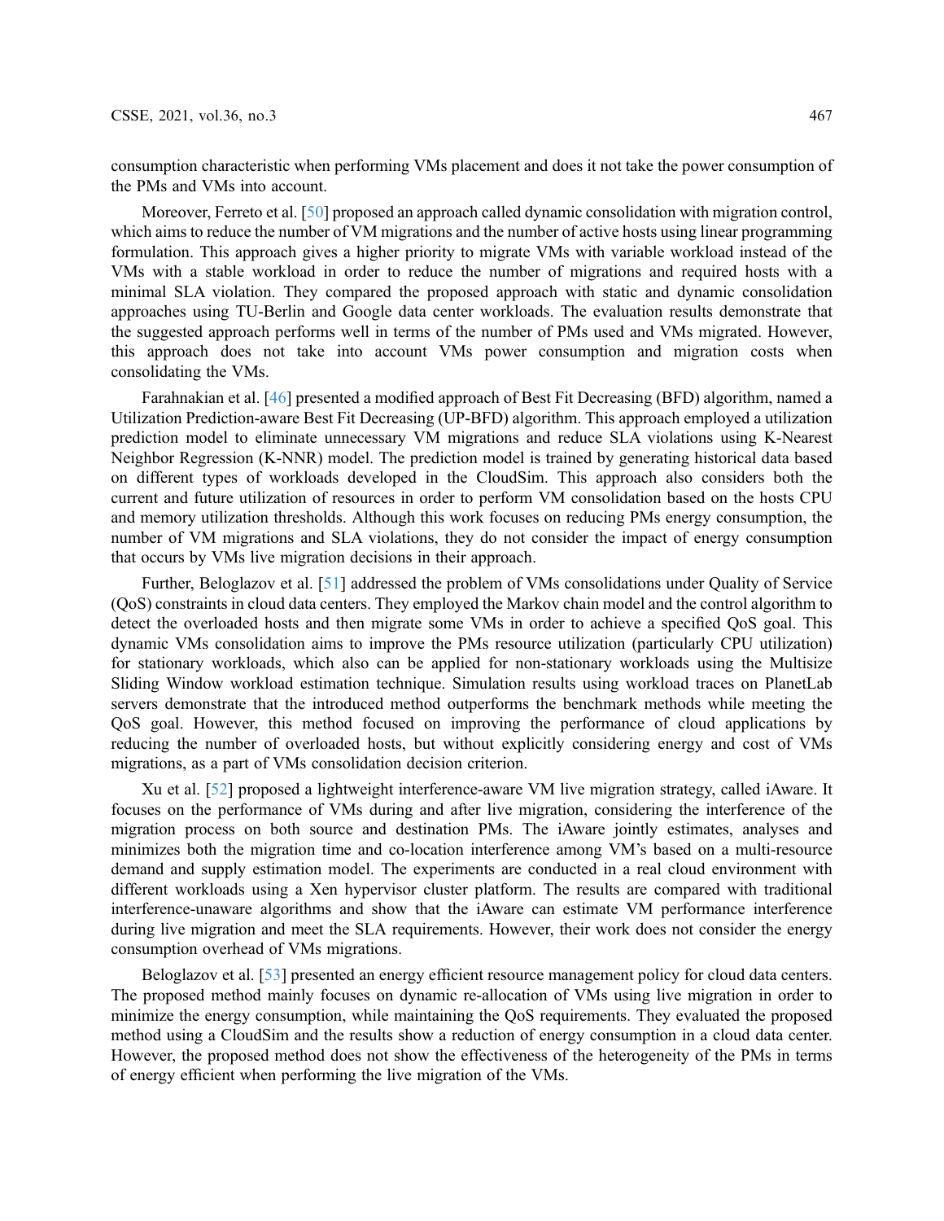consumption characteristic when performing VMs placement and does it not take the power consumption of the PMs and VMs into account.

Moreover, Ferreto et al. [50] proposed an approach called dynamic consolidation with migration control, which aims to reduce the number of VM migrations and the number of active hosts using linear programming formulation. This approach gives a higher priority to migrate VMs with variable workload instead of the VMs with a stable workload in order to reduce the number of migrations and required hosts with a minimal SLA violation. They compared the proposed approach with static and dynamic consolidation approaches using TU-Berlin and Google data center workloads. The evaluation results demonstrate that the suggested approach performs well in terms of the number of PMs used and VMs migrated. However, this approach does not take into account VMs power consumption and migration costs when consolidating the VMs.

Farahnakian et al. [46] presented a modified approach of Best Fit Decreasing (BFD) algorithm, named a Utilization Prediction-aware Best Fit Decreasing (UP-BFD) algorithm. This approach employed a utilization prediction model to eliminate unnecessary VM migrations and reduce SLA violations using K-Nearest Neighbor Regression (K-NNR) model. The prediction model is trained by generating historical data based on different types of workloads developed in the CloudSim. This approach also considers both the current and future utilization of resources in order to perform VM consolidation based on the hosts CPU and memory utilization thresholds. Although this work focuses on reducing PMs energy consumption, the number of VM migrations and SLA violations, they do not consider the impact of energy consumption that occurs by VMs live migration decisions in their approach.

Further, Beloglazov et al. [51] addressed the problem of VMs consolidations under Quality of Service (QoS) constraints in cloud data centers. They employed the Markov chain model and the control algorithm to detect the overloaded hosts and then migrate some VMs in order to achieve a specified QoS goal. This dynamic VMs consolidation aims to improve the PMs resource utilization (particularly CPU utilization) for stationary workloads, which also can be applied for non-stationary workloads using the Multisize Sliding Window workload estimation technique. Simulation results using workload traces on PlanetLab servers demonstrate that the introduced method outperforms the benchmark methods while meeting the QoS goal. However, this method focused on improving the performance of cloud applications by reducing the number of overloaded hosts, but without explicitly considering energy and cost of VMs migrations, as a part of VMs consolidation decision criterion.

Xu et al. [52] proposed a lightweight interference-aware VM live migration strategy, called iAware. It focuses on the performance of VMs during and after live migration, considering the interference of the migration process on both source and destination PMs. The iAware jointly estimates, analyses and minimizes both the migration time and co-location interference among VM's based on a multi-resource demand and supply estimation model. The experiments are conducted in a real cloud environment with different workloads using a Xen hypervisor cluster platform. The results are compared with traditional interference-unaware algorithms and show that the iAware can estimate VM performance interference during live migration and meet the SLA requirements. However, their work does not consider the energy consumption overhead of VMs migrations.

Beloglazov et al. [53] presented an energy efficient resource management policy for cloud data centers. The proposed method mainly focuses on dynamic re-allocation of VMs using live migration in order to minimize the energy consumption, while maintaining the QoS requirements. They evaluated the proposed method using a CloudSim and the results show a reduction of energy consumption in a cloud data center. However, the proposed method does not show the effectiveness of the heterogeneity of the PMs in terms of energy efficient when performing the live migration of the VMs.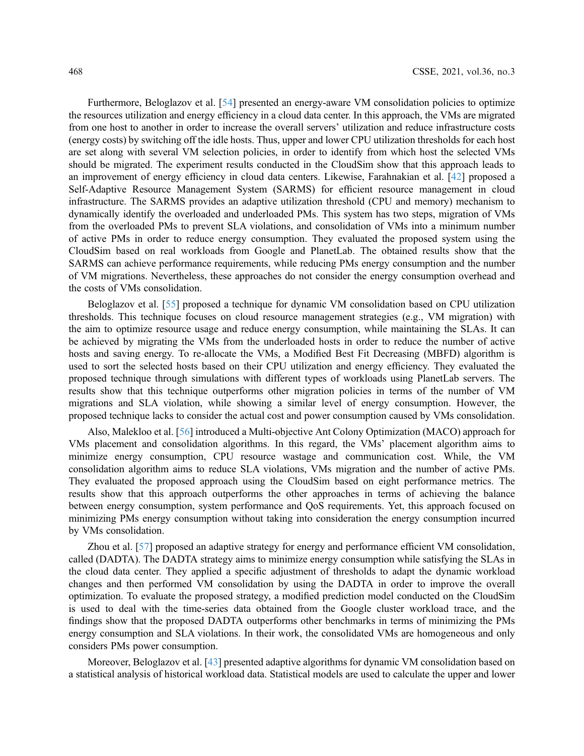Furthermore, Beloglazov et al. [54] presented an energy-aware VM consolidation policies to optimize the resources utilization and energy efficiency in a cloud data center. In this approach, the VMs are migrated from one host to another in order to increase the overall servers' utilization and reduce infrastructure costs (energy costs) by switching off the idle hosts. Thus, upper and lower CPU utilization thresholds for each host are set along with several VM selection policies, in order to identify from which host the selected VMs should be migrated. The experiment results conducted in the CloudSim show that this approach leads to an improvement of energy efficiency in cloud data centers. Likewise, Farahnakian et al. [42] proposed a Self-Adaptive Resource Management System (SARMS) for efficient resource management in cloud infrastructure. The SARMS provides an adaptive utilization threshold (CPU and memory) mechanism to dynamically identify the overloaded and underloaded PMs. This system has two steps, migration of VMs from the overloaded PMs to prevent SLA violations, and consolidation of VMs into a minimum number of active PMs in order to reduce energy consumption. They evaluated the proposed system using the CloudSim based on real workloads from Google and PlanetLab. The obtained results show that the SARMS can achieve performance requirements, while reducing PMs energy consumption and the number of VM migrations. Nevertheless, these approaches do not consider the energy consumption overhead and the costs of VMs consolidation.

Beloglazov et al. [55] proposed a technique for dynamic VM consolidation based on CPU utilization thresholds. This technique focuses on cloud resource management strategies (e.g., VM migration) with the aim to optimize resource usage and reduce energy consumption, while maintaining the SLAs. It can be achieved by migrating the VMs from the underloaded hosts in order to reduce the number of active hosts and saving energy. To re-allocate the VMs, a Modified Best Fit Decreasing (MBFD) algorithm is used to sort the selected hosts based on their CPU utilization and energy efficiency. They evaluated the proposed technique through simulations with different types of workloads using PlanetLab servers. The results show that this technique outperforms other migration policies in terms of the number of VM migrations and SLA violation, while showing a similar level of energy consumption. However, the proposed technique lacks to consider the actual cost and power consumption caused by VMs consolidation.

Also, Malekloo et al. [56] introduced a Multi-objective Ant Colony Optimization (MACO) approach for VMs placement and consolidation algorithms. In this regard, the VMs' placement algorithm aims to minimize energy consumption, CPU resource wastage and communication cost. While, the VM consolidation algorithm aims to reduce SLA violations, VMs migration and the number of active PMs. They evaluated the proposed approach using the CloudSim based on eight performance metrics. The results show that this approach outperforms the other approaches in terms of achieving the balance between energy consumption, system performance and QoS requirements. Yet, this approach focused on minimizing PMs energy consumption without taking into consideration the energy consumption incurred by VMs consolidation.

Zhou et al. [57] proposed an adaptive strategy for energy and performance efficient VM consolidation, called (DADTA). The DADTA strategy aims to minimize energy consumption while satisfying the SLAs in the cloud data center. They applied a specific adjustment of thresholds to adapt the dynamic workload changes and then performed VM consolidation by using the DADTA in order to improve the overall optimization. To evaluate the proposed strategy, a modified prediction model conducted on the CloudSim is used to deal with the time-series data obtained from the Google cluster workload trace, and the findings show that the proposed DADTA outperforms other benchmarks in terms of minimizing the PMs energy consumption and SLA violations. In their work, the consolidated VMs are homogeneous and only considers PMs power consumption.

Moreover, Beloglazov et al. [43] presented adaptive algorithms for dynamic VM consolidation based on a statistical analysis of historical workload data. Statistical models are used to calculate the upper and lower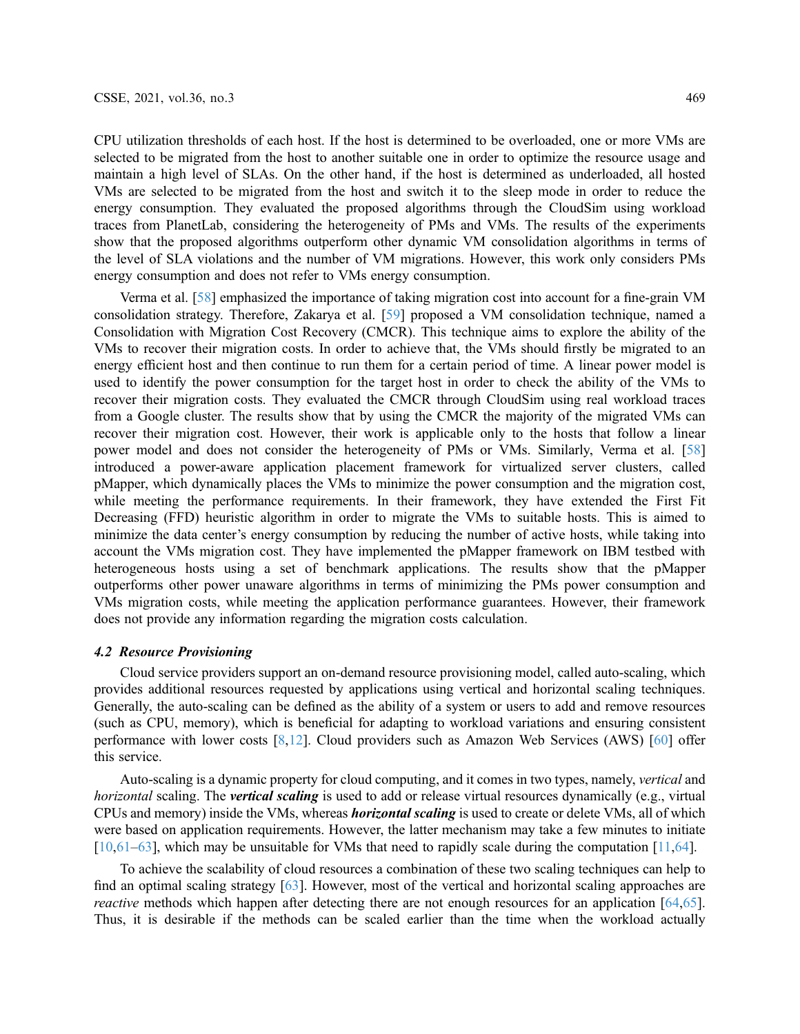CPU utilization thresholds of each host. If the host is determined to be overloaded, one or more VMs are selected to be migrated from the host to another suitable one in order to optimize the resource usage and maintain a high level of SLAs. On the other hand, if the host is determined as underloaded, all hosted VMs are selected to be migrated from the host and switch it to the sleep mode in order to reduce the energy consumption. They evaluated the proposed algorithms through the CloudSim using workload traces from PlanetLab, considering the heterogeneity of PMs and VMs. The results of the experiments show that the proposed algorithms outperform other dynamic VM consolidation algorithms in terms of the level of SLA violations and the number of VM migrations. However, this work only considers PMs energy consumption and does not refer to VMs energy consumption.

Verma et al. [58] emphasized the importance of taking migration cost into account for a fine-grain VM consolidation strategy. Therefore, Zakarya et al. [59] proposed a VM consolidation technique, named a Consolidation with Migration Cost Recovery (CMCR). This technique aims to explore the ability of the VMs to recover their migration costs. In order to achieve that, the VMs should firstly be migrated to an energy efficient host and then continue to run them for a certain period of time. A linear power model is used to identify the power consumption for the target host in order to check the ability of the VMs to recover their migration costs. They evaluated the CMCR through CloudSim using real workload traces from a Google cluster. The results show that by using the CMCR the majority of the migrated VMs can recover their migration cost. However, their work is applicable only to the hosts that follow a linear power model and does not consider the heterogeneity of PMs or VMs. Similarly, Verma et al. [58] introduced a power-aware application placement framework for virtualized server clusters, called pMapper, which dynamically places the VMs to minimize the power consumption and the migration cost, while meeting the performance requirements. In their framework, they have extended the First Fit Decreasing (FFD) heuristic algorithm in order to migrate the VMs to suitable hosts. This is aimed to minimize the data center's energy consumption by reducing the number of active hosts, while taking into account the VMs migration cost. They have implemented the pMapper framework on IBM testbed with heterogeneous hosts using a set of benchmark applications. The results show that the pMapper outperforms other power unaware algorithms in terms of minimizing the PMs power consumption and VMs migration costs, while meeting the application performance guarantees. However, their framework does not provide any information regarding the migration costs calculation.

### *4.2 Resource Provisioning*

Cloud service providers support an on-demand resource provisioning model, called auto-scaling, which provides additional resources requested by applications using vertical and horizontal scaling techniques. Generally, the auto-scaling can be defined as the ability of a system or users to add and remove resources (such as CPU, memory), which is beneficial for adapting to workload variations and ensuring consistent performance with lower costs [8,12]. Cloud providers such as Amazon Web Services (AWS) [60] offer this service.

Auto-scaling is a dynamic property for cloud computing, and it comes in two types, namely, *vertical* and *horizontal* scaling. The ***vertical scaling*** is used to add or release virtual resources dynamically (e.g., virtual CPUs and memory) inside the VMs, whereas ***horizontal scaling*** is used to create or delete VMs, all of which were based on application requirements. However, the latter mechanism may take a few minutes to initiate [10,61–63], which may be unsuitable for VMs that need to rapidly scale during the computation [11,64].

To achieve the scalability of cloud resources a combination of these two scaling techniques can help to find an optimal scaling strategy [63]. However, most of the vertical and horizontal scaling approaches are *reactive* methods which happen after detecting there are not enough resources for an application [64,65]. Thus, it is desirable if the methods can be scaled earlier than the time when the workload actually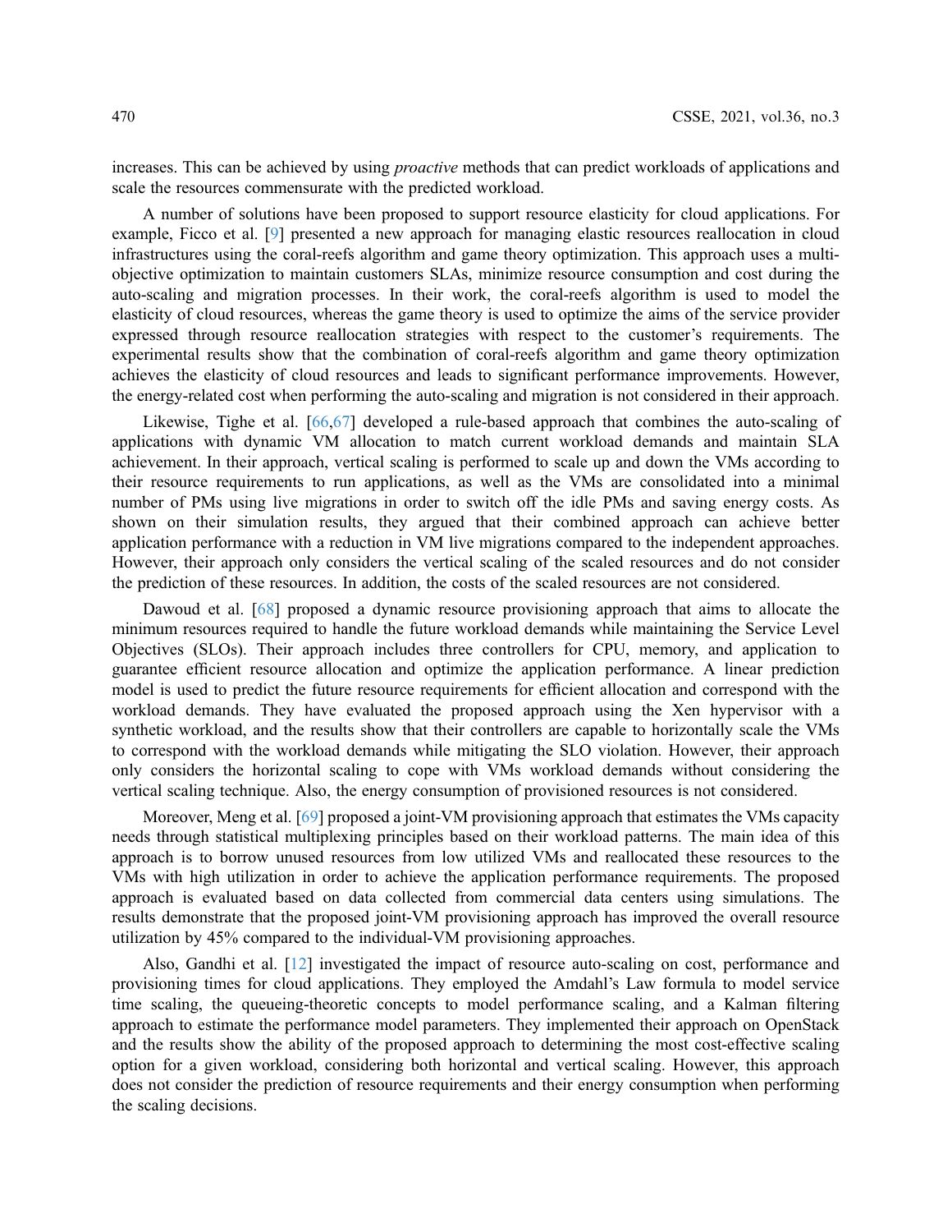increases. This can be achieved by using *proactive* methods that can predict workloads of applications and scale the resources commensurate with the predicted workload.

A number of solutions have been proposed to support resource elasticity for cloud applications. For example, Ficco et al. [9] presented a new approach for managing elastic resources reallocation in cloud infrastructures using the coral-reefs algorithm and game theory optimization. This approach uses a multi-objective optimization to maintain customers SLAs, minimize resource consumption and cost during the auto-scaling and migration processes. In their work, the coral-reefs algorithm is used to model the elasticity of cloud resources, whereas the game theory is used to optimize the aims of the service provider expressed through resource reallocation strategies with respect to the customer's requirements. The experimental results show that the combination of coral-reefs algorithm and game theory optimization achieves the elasticity of cloud resources and leads to significant performance improvements. However, the energy-related cost when performing the auto-scaling and migration is not considered in their approach.

Likewise, Tighe et al. [66,67] developed a rule-based approach that combines the auto-scaling of applications with dynamic VM allocation to match current workload demands and maintain SLA achievement. In their approach, vertical scaling is performed to scale up and down the VMs according to their resource requirements to run applications, as well as the VMs are consolidated into a minimal number of PMs using live migrations in order to switch off the idle PMs and saving energy costs. As shown on their simulation results, they argued that their combined approach can achieve better application performance with a reduction in VM live migrations compared to the independent approaches. However, their approach only considers the vertical scaling of the scaled resources and do not consider the prediction of these resources. In addition, the costs of the scaled resources are not considered.

Dawoud et al. [68] proposed a dynamic resource provisioning approach that aims to allocate the minimum resources required to handle the future workload demands while maintaining the Service Level Objectives (SLOs). Their approach includes three controllers for CPU, memory, and application to guarantee efficient resource allocation and optimize the application performance. A linear prediction model is used to predict the future resource requirements for efficient allocation and correspond with the workload demands. They have evaluated the proposed approach using the Xen hypervisor with a synthetic workload, and the results show that their controllers are capable to horizontally scale the VMs to correspond with the workload demands while mitigating the SLO violation. However, their approach only considers the horizontal scaling to cope with VMs workload demands without considering the vertical scaling technique. Also, the energy consumption of provisioned resources is not considered.

Moreover, Meng et al. [69] proposed a joint-VM provisioning approach that estimates the VMs capacity needs through statistical multiplexing principles based on their workload patterns. The main idea of this approach is to borrow unused resources from low utilized VMs and reallocated these resources to the VMs with high utilization in order to achieve the application performance requirements. The proposed approach is evaluated based on data collected from commercial data centers using simulations. The results demonstrate that the proposed joint-VM provisioning approach has improved the overall resource utilization by 45% compared to the individual-VM provisioning approaches.

Also, Gandhi et al. [12] investigated the impact of resource auto-scaling on cost, performance and provisioning times for cloud applications. They employed the Amdahl's Law formula to model service time scaling, the queueing-theoretic concepts to model performance scaling, and a Kalman filtering approach to estimate the performance model parameters. They implemented their approach on OpenStack and the results show the ability of the proposed approach to determining the most cost-effective scaling option for a given workload, considering both horizontal and vertical scaling. However, this approach does not consider the prediction of resource requirements and their energy consumption when performing the scaling decisions.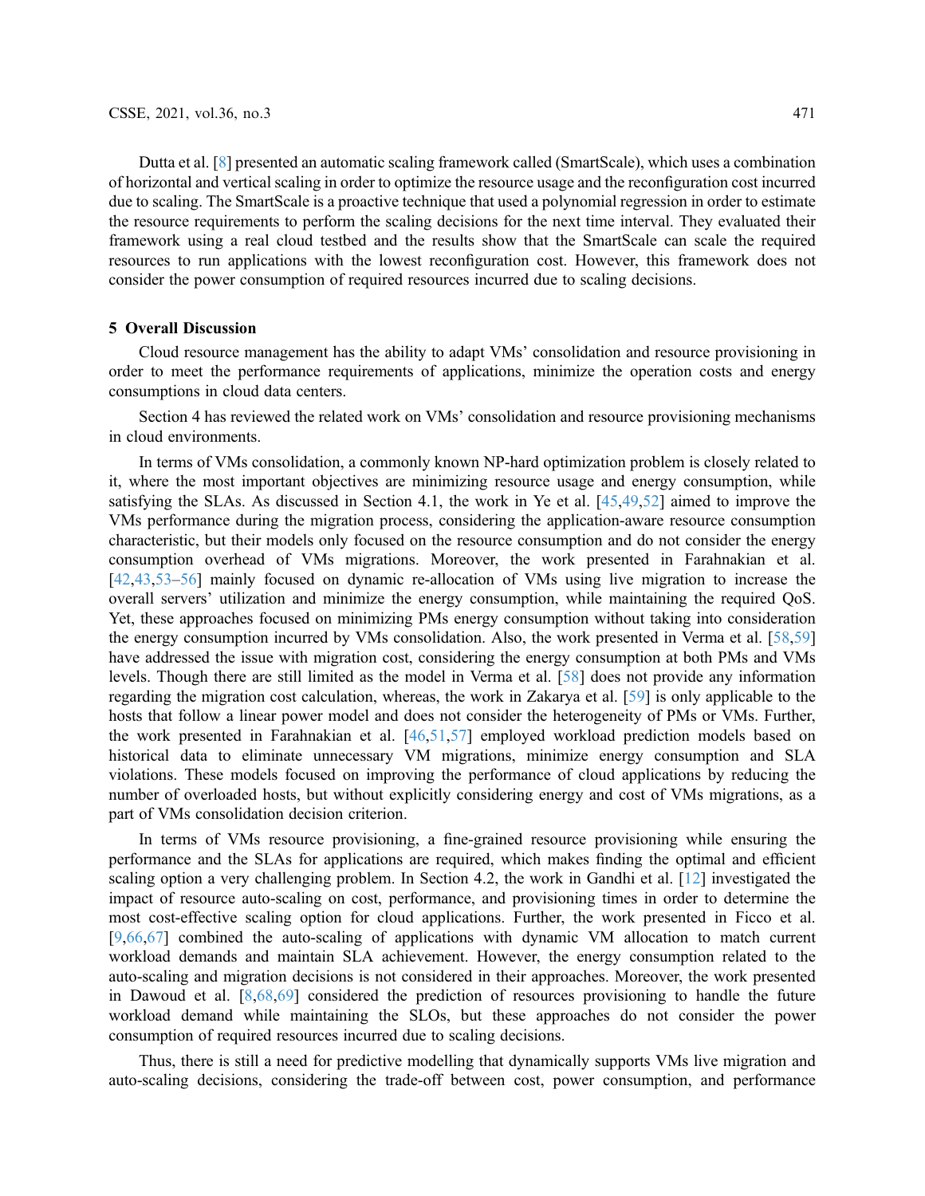Dutta et al. [8] presented an automatic scaling framework called (SmartScale), which uses a combination of horizontal and vertical scaling in order to optimize the resource usage and the reconfiguration cost incurred due to scaling. The SmartScale is a proactive technique that used a polynomial regression in order to estimate the resource requirements to perform the scaling decisions for the next time interval. They evaluated their framework using a real cloud testbed and the results show that the SmartScale can scale the required resources to run applications with the lowest reconfiguration cost. However, this framework does not consider the power consumption of required resources incurred due to scaling decisions.

## 5 Overall Discussion

Cloud resource management has the ability to adapt VMs' consolidation and resource provisioning in order to meet the performance requirements of applications, minimize the operation costs and energy consumptions in cloud data centers.

Section 4 has reviewed the related work on VMs' consolidation and resource provisioning mechanisms in cloud environments.

In terms of VMs consolidation, a commonly known NP-hard optimization problem is closely related to it, where the most important objectives are minimizing resource usage and energy consumption, while satisfying the SLAs. As discussed in Section 4.1, the work in Ye et al. [45,49,52] aimed to improve the VMs performance during the migration process, considering the application-aware resource consumption characteristic, but their models only focused on the resource consumption and do not consider the energy consumption overhead of VMs migrations. Moreover, the work presented in Farahnakian et al. [42,43,53–56] mainly focused on dynamic re-allocation of VMs using live migration to increase the overall servers' utilization and minimize the energy consumption, while maintaining the required QoS. Yet, these approaches focused on minimizing PMs energy consumption without taking into consideration the energy consumption incurred by VMs consolidation. Also, the work presented in Verma et al. [58,59] have addressed the issue with migration cost, considering the energy consumption at both PMs and VMs levels. Though there are still limited as the model in Verma et al. [58] does not provide any information regarding the migration cost calculation, whereas, the work in Zakarya et al. [59] is only applicable to the hosts that follow a linear power model and does not consider the heterogeneity of PMs or VMs. Further, the work presented in Farahnakian et al. [46,51,57] employed workload prediction models based on historical data to eliminate unnecessary VM migrations, minimize energy consumption and SLA violations. These models focused on improving the performance of cloud applications by reducing the number of overloaded hosts, but without explicitly considering energy and cost of VMs migrations, as a part of VMs consolidation decision criterion.

In terms of VMs resource provisioning, a fine-grained resource provisioning while ensuring the performance and the SLAs for applications are required, which makes finding the optimal and efficient scaling option a very challenging problem. In Section 4.2, the work in Gandhi et al. [12] investigated the impact of resource auto-scaling on cost, performance, and provisioning times in order to determine the most cost-effective scaling option for cloud applications. Further, the work presented in Ficco et al. [9,66,67] combined the auto-scaling of applications with dynamic VM allocation to match current workload demands and maintain SLA achievement. However, the energy consumption related to the auto-scaling and migration decisions is not considered in their approaches. Moreover, the work presented in Dawoud et al. [8,68,69] considered the prediction of resources provisioning to handle the future workload demand while maintaining the SLOs, but these approaches do not consider the power consumption of required resources incurred due to scaling decisions.

Thus, there is still a need for predictive modelling that dynamically supports VMs live migration and auto-scaling decisions, considering the trade-off between cost, power consumption, and performance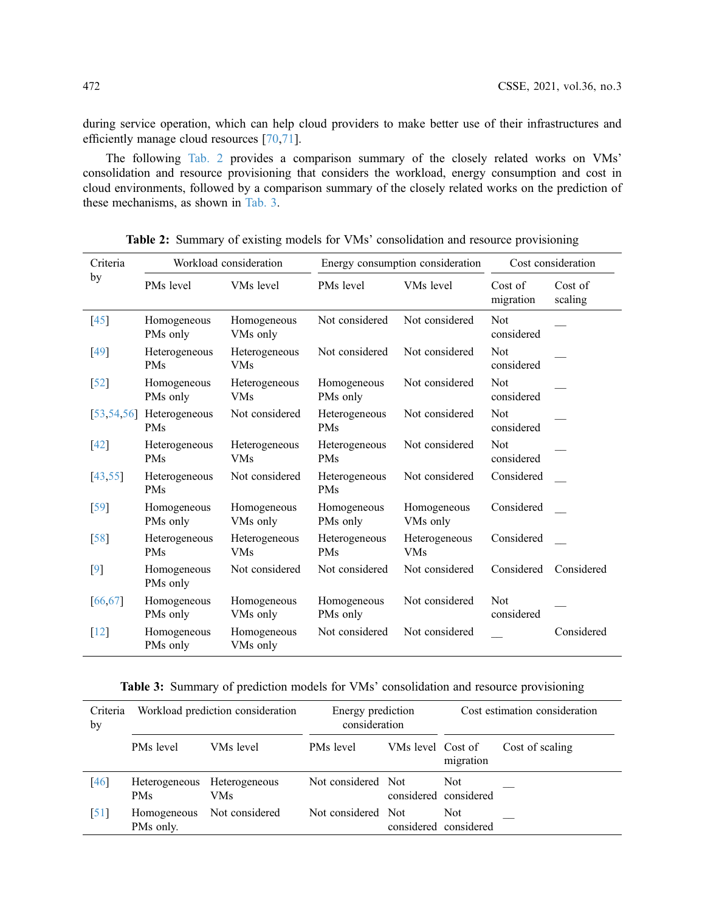during service operation, which can help cloud providers to make better use of their infrastructures and efficiently manage cloud resources [70,71].

The following Tab. 2 provides a comparison summary of the closely related works on VMs' consolidation and resource provisioning that considers the workload, energy consumption and cost in cloud environments, followed by a comparison summary of the closely related works on the prediction of these mechanisms, as shown in Tab. 3.

**Table 2:** Summary of existing models for VMs' consolidation and resource provisioning

| Criteria by | Workload consideration | | Energy consumption consideration | | Cost consideration | |
|---|---|---|---|---|---|---|
| | PMs level | VMs level | PMs level | VMs level | Cost of migration | Cost of scaling |
| [45] | Homogeneous PMs only | Homogeneous VMs only | Not considered | Not considered | Not considered | __ |
| [49] | Heterogeneous PMs | Heterogeneous VMs | Not considered | Not considered | Not considered | __ |
| [52] | Homogeneous PMs only | Heterogeneous VMs | Homogeneous PMs only | Not considered | Not considered | __ |
| [53,54,56] | Heterogeneous PMs | Not considered | Heterogeneous PMs | Not considered | Not considered | __ |
| [42] | Heterogeneous PMs | Heterogeneous VMs | Heterogeneous PMs | Not considered | Not considered | __ |
| [43,55] | Heterogeneous PMs | Not considered | Heterogeneous PMs | Not considered | Considered | __ |
| [59] | Homogeneous PMs only | Homogeneous VMs only | Homogeneous PMs only | Homogeneous VMs only | Considered | __ |
| [58] | Heterogeneous PMs | Heterogeneous VMs | Heterogeneous PMs | Heterogeneous VMs | Considered | __ |
| [9] | Homogeneous PMs only | Not considered | Not considered | Not considered | Considered | Considered |
| [66,67] | Homogeneous PMs only | Homogeneous VMs only | Homogeneous PMs only | Not considered | Not considered | __ |
| [12] | Homogeneous PMs only | Homogeneous VMs only | Not considered | Not considered | __ | Considered |

**Table 3:** Summary of prediction models for VMs' consolidation and resource provisioning

| Criteria by | Workload prediction consideration | | Energy prediction consideration | | Cost estimation consideration | |
|---|---|---|---|---|---|---|
| | PMs level | VMs level | PMs level | VMs level | Cost of migration | Cost of scaling |
| [46] | Heterogeneous PMs | Heterogeneous VMs | Not considered | Not considered | Not considered | __ |
| [51] | Homogeneous PMs only. | Not considered | Not considered | Not considered | Not considered | __ |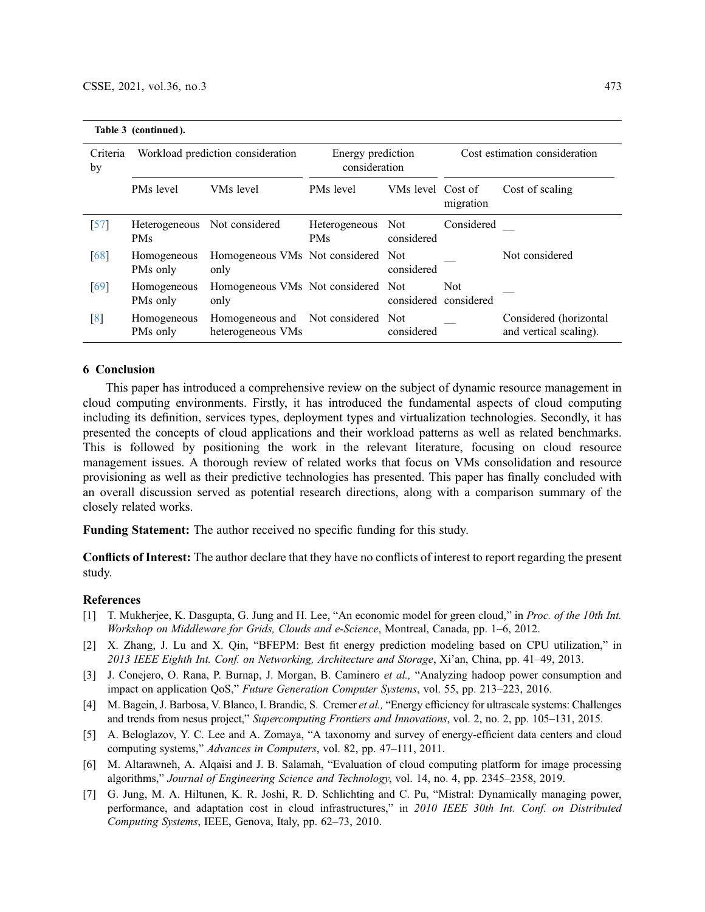**Table 3 (continued).**

| Criteria by | Workload prediction consideration | | Energy prediction consideration | | Cost estimation consideration | |
|---|---|---|---|---|---|---|
| | PMs level | VMs level | PMs level | VMs level | Cost of migration | Cost of scaling |
| [57] | Heterogeneous PMs | Not considered | Heterogeneous PMs | Not considered | Considered | __ |
| [68] | Homogeneous PMs only | Homogeneous VMs only | Not considered | Not considered | __ | Not considered |
| [69] | Homogeneous PMs only | Homogeneous VMs only | Not considered | Not considered | Not considered | __ |
| [8] | Homogeneous PMs only | Homogeneous and heterogeneous VMs | Not considered | Not considered | __ | Considered (horizontal and vertical scaling). |

## 6 Conclusion

This paper has introduced a comprehensive review on the subject of dynamic resource management in cloud computing environments. Firstly, it has introduced the fundamental aspects of cloud computing including its definition, services types, deployment types and virtualization technologies. Secondly, it has presented the concepts of cloud applications and their workload patterns as well as related benchmarks. This is followed by positioning the work in the relevant literature, focusing on cloud resource management issues. A thorough review of related works that focus on VMs consolidation and resource provisioning as well as their predictive technologies has presented. This paper has finally concluded with an overall discussion served as potential research directions, along with a comparison summary of the closely related works.

**Funding Statement:** The author received no specific funding for this study.

**Conflicts of Interest:** The author declare that they have no conflicts of interest to report regarding the present study.

## References

[1] T. Mukherjee, K. Dasgupta, G. Jung and H. Lee, "An economic model for green cloud," in *Proc. of the 10th Int. Workshop on Middleware for Grids, Clouds and e-Science*, Montreal, Canada, pp. 1–6, 2012.

[2] X. Zhang, J. Lu and X. Qin, "BFEPM: Best fit energy prediction modeling based on CPU utilization," in *2013 IEEE Eighth Int. Conf. on Networking, Architecture and Storage*, Xi'an, China, pp. 41–49, 2013.

[3] J. Conejero, O. Rana, P. Burnap, J. Morgan, B. Caminero *et al.,* "Analyzing hadoop power consumption and impact on application QoS," *Future Generation Computer Systems*, vol. 55, pp. 213–223, 2016.

[4] M. Bagein, J. Barbosa, V. Blanco, I. Brandic, S. Cremer *et al.,* "Energy efficiency for ultrascale systems: Challenges and trends from nesus project," *Supercomputing Frontiers and Innovations*, vol. 2, no. 2, pp. 105–131, 2015.

[5] A. Beloglazov, Y. C. Lee and A. Zomaya, "A taxonomy and survey of energy-efficient data centers and cloud computing systems," *Advances in Computers*, vol. 82, pp. 47–111, 2011.

[6] M. Altarawneh, A. Alqaisi and J. B. Salamah, "Evaluation of cloud computing platform for image processing algorithms," *Journal of Engineering Science and Technology*, vol. 14, no. 4, pp. 2345–2358, 2019.

[7] G. Jung, M. A. Hiltunen, K. R. Joshi, R. D. Schlichting and C. Pu, "Mistral: Dynamically managing power, performance, and adaptation cost in cloud infrastructures," in *2010 IEEE 30th Int. Conf. on Distributed Computing Systems*, IEEE, Genova, Italy, pp. 62–73, 2010.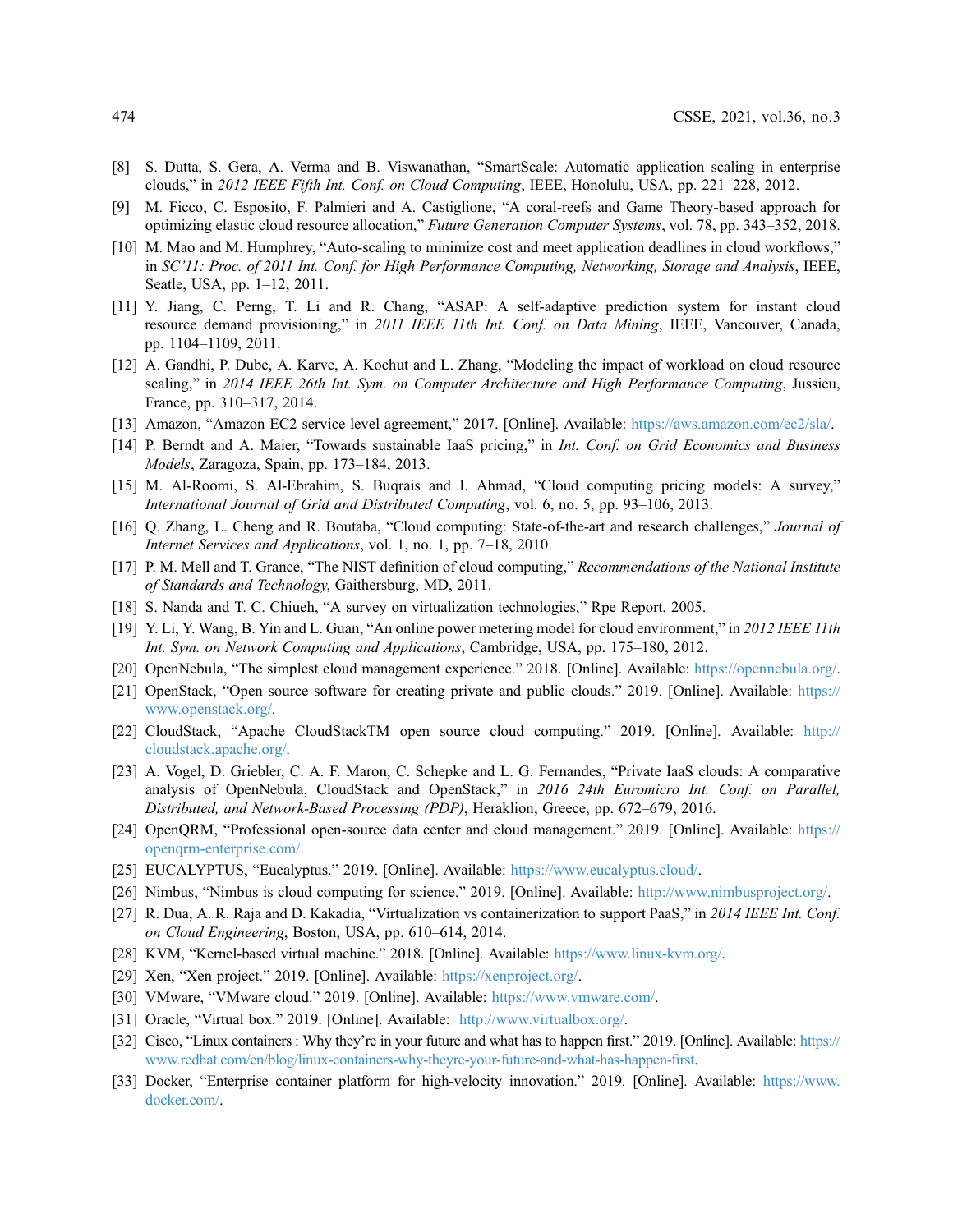[8] S. Dutta, S. Gera, A. Verma and B. Viswanathan, "SmartScale: Automatic application scaling in enterprise clouds," in *2012 IEEE Fifth Int. Conf. on Cloud Computing*, IEEE, Honolulu, USA, pp. 221–228, 2012.

[9] M. Ficco, C. Esposito, F. Palmieri and A. Castiglione, "A coral-reefs and Game Theory-based approach for optimizing elastic cloud resource allocation," *Future Generation Computer Systems*, vol. 78, pp. 343–352, 2018.

[10] M. Mao and M. Humphrey, "Auto-scaling to minimize cost and meet application deadlines in cloud workflows," in *SC'11: Proc. of 2011 Int. Conf. for High Performance Computing, Networking, Storage and Analysis*, IEEE, Seatle, USA, pp. 1–12, 2011.

[11] Y. Jiang, C. Perng, T. Li and R. Chang, "ASAP: A self-adaptive prediction system for instant cloud resource demand provisioning," in *2011 IEEE 11th Int. Conf. on Data Mining*, IEEE, Vancouver, Canada, pp. 1104–1109, 2011.

[12] A. Gandhi, P. Dube, A. Karve, A. Kochut and L. Zhang, "Modeling the impact of workload on cloud resource scaling," in *2014 IEEE 26th Int. Sym. on Computer Architecture and High Performance Computing*, Jussieu, France, pp. 310–317, 2014.

[13] Amazon, "Amazon EC2 service level agreement," 2017. [Online]. Available: https://aws.amazon.com/ec2/sla/.

[14] P. Berndt and A. Maier, "Towards sustainable IaaS pricing," in *Int. Conf. on Grid Economics and Business Models*, Zaragoza, Spain, pp. 173–184, 2013.

[15] M. Al-Roomi, S. Al-Ebrahim, S. Buqrais and I. Ahmad, "Cloud computing pricing models: A survey," *International Journal of Grid and Distributed Computing*, vol. 6, no. 5, pp. 93–106, 2013.

[16] Q. Zhang, L. Cheng and R. Boutaba, "Cloud computing: State-of-the-art and research challenges," *Journal of Internet Services and Applications*, vol. 1, no. 1, pp. 7–18, 2010.

[17] P. M. Mell and T. Grance, "The NIST definition of cloud computing," *Recommendations of the National Institute of Standards and Technology*, Gaithersburg, MD, 2011.

[18] S. Nanda and T. C. Chiueh, "A survey on virtualization technologies," Rpe Report, 2005.

[19] Y. Li, Y. Wang, B. Yin and L. Guan, "An online power metering model for cloud environment," in *2012 IEEE 11th Int. Sym. on Network Computing and Applications*, Cambridge, USA, pp. 175–180, 2012.

[20] OpenNebula, "The simplest cloud management experience." 2018. [Online]. Available: https://opennebula.org/.

[21] OpenStack, "Open source software for creating private and public clouds." 2019. [Online]. Available: https://www.openstack.org/.

[22] CloudStack, "Apache CloudStackTM open source cloud computing." 2019. [Online]. Available: http://cloudstack.apache.org/.

[23] A. Vogel, D. Griebler, C. A. F. Maron, C. Schepke and L. G. Fernandes, "Private IaaS clouds: A comparative analysis of OpenNebula, CloudStack and OpenStack," in *2016 24th Euromicro Int. Conf. on Parallel, Distributed, and Network-Based Processing (PDP)*, Heraklion, Greece, pp. 672–679, 2016.

[24] OpenQRM, "Professional open-source data center and cloud management." 2019. [Online]. Available: https://openqrm-enterprise.com/.

[25] EUCALYPTUS, "Eucalyptus." 2019. [Online]. Available: https://www.eucalyptus.cloud/.

[26] Nimbus, "Nimbus is cloud computing for science." 2019. [Online]. Available: http://www.nimbusproject.org/.

[27] R. Dua, A. R. Raja and D. Kakadia, "Virtualization vs containerization to support PaaS," in *2014 IEEE Int. Conf. on Cloud Engineering*, Boston, USA, pp. 610–614, 2014.

[28] KVM, "Kernel-based virtual machine." 2018. [Online]. Available: https://www.linux-kvm.org/.

[29] Xen, "Xen project." 2019. [Online]. Available: https://xenproject.org/.

[30] VMware, "VMware cloud." 2019. [Online]. Available: https://www.vmware.com/.

[31] Oracle, "Virtual box." 2019. [Online]. Available: http://www.virtualbox.org/.

[32] Cisco, "Linux containers : Why they're in your future and what has to happen first." 2019. [Online]. Available: https://www.redhat.com/en/blog/linux-containers-why-theyre-your-future-and-what-has-happen-first.

[33] Docker, "Enterprise container platform for high-velocity innovation." 2019. [Online]. Available: https://www.docker.com/.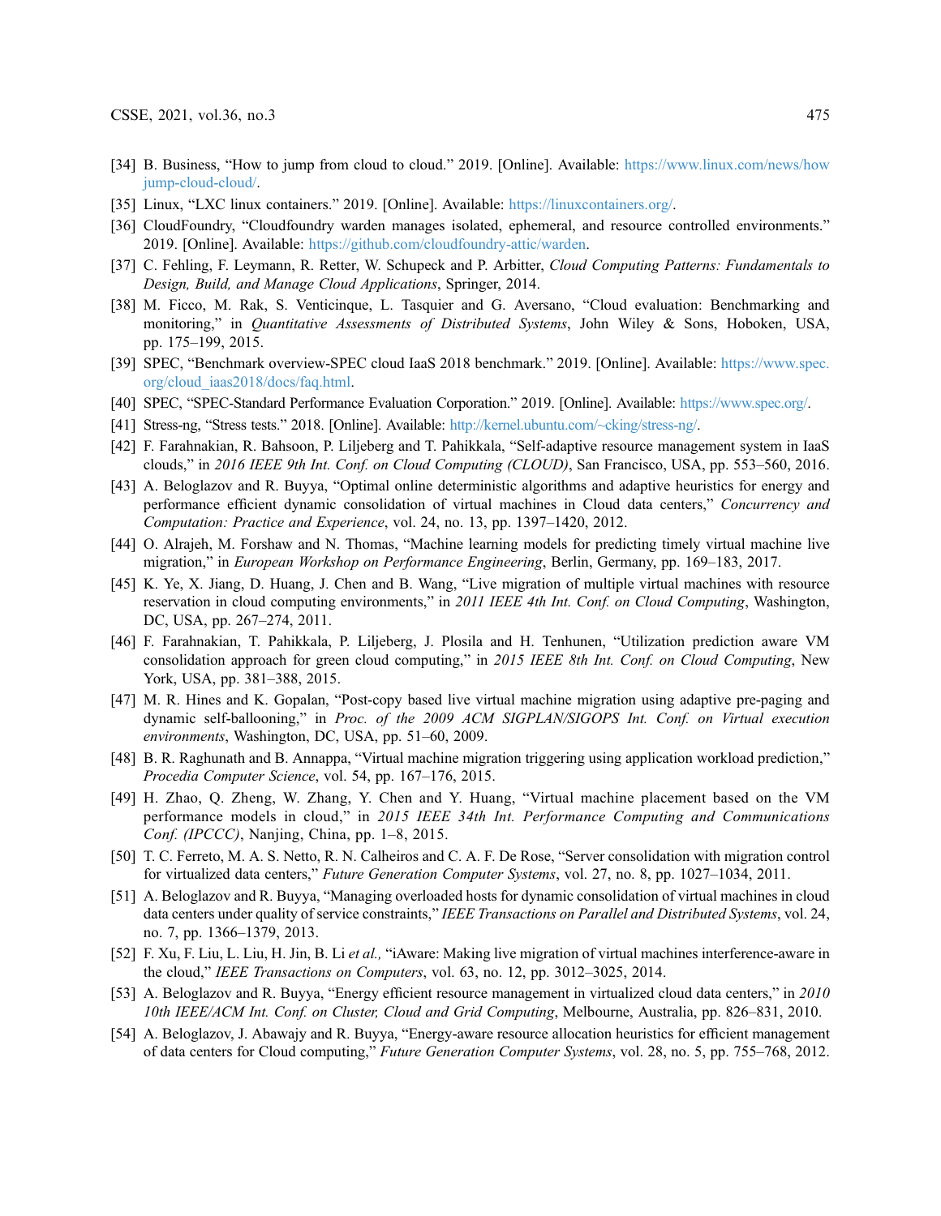[34] B. Business, "How to jump from cloud to cloud." 2019. [Online]. Available: https://www.linux.com/news/how jump-cloud-cloud/.

[35] Linux, "LXC linux containers." 2019. [Online]. Available: https://linuxcontainers.org/.

[36] CloudFoundry, "Cloudfoundry warden manages isolated, ephemeral, and resource controlled environments." 2019. [Online]. Available: https://github.com/cloudfoundry-attic/warden.

[37] C. Fehling, F. Leymann, R. Retter, W. Schupeck and P. Arbitter, *Cloud Computing Patterns: Fundamentals to Design, Build, and Manage Cloud Applications*, Springer, 2014.

[38] M. Ficco, M. Rak, S. Venticinque, L. Tasquier and G. Aversano, "Cloud evaluation: Benchmarking and monitoring," in *Quantitative Assessments of Distributed Systems*, John Wiley & Sons, Hoboken, USA, pp. 175–199, 2015.

[39] SPEC, "Benchmark overview-SPEC cloud IaaS 2018 benchmark." 2019. [Online]. Available: https://www.spec.org/cloud_iaas2018/docs/faq.html.

[40] SPEC, "SPEC-Standard Performance Evaluation Corporation." 2019. [Online]. Available: https://www.spec.org/.

[41] Stress-ng, "Stress tests." 2018. [Online]. Available: http://kernel.ubuntu.com/~cking/stress-ng/.

[42] F. Farahnakian, R. Bahsoon, P. Liljeberg and T. Pahikkala, "Self-adaptive resource management system in IaaS clouds," in *2016 IEEE 9th Int. Conf. on Cloud Computing (CLOUD)*, San Francisco, USA, pp. 553–560, 2016.

[43] A. Beloglazov and R. Buyya, "Optimal online deterministic algorithms and adaptive heuristics for energy and performance efficient dynamic consolidation of virtual machines in Cloud data centers," *Concurrency and Computation: Practice and Experience*, vol. 24, no. 13, pp. 1397–1420, 2012.

[44] O. Alrajeh, M. Forshaw and N. Thomas, "Machine learning models for predicting timely virtual machine live migration," in *European Workshop on Performance Engineering*, Berlin, Germany, pp. 169–183, 2017.

[45] K. Ye, X. Jiang, D. Huang, J. Chen and B. Wang, "Live migration of multiple virtual machines with resource reservation in cloud computing environments," in *2011 IEEE 4th Int. Conf. on Cloud Computing*, Washington, DC, USA, pp. 267–274, 2011.

[46] F. Farahnakian, T. Pahikkala, P. Liljeberg, J. Plosila and H. Tenhunen, "Utilization prediction aware VM consolidation approach for green cloud computing," in *2015 IEEE 8th Int. Conf. on Cloud Computing*, New York, USA, pp. 381–388, 2015.

[47] M. R. Hines and K. Gopalan, "Post-copy based live virtual machine migration using adaptive pre-paging and dynamic self-ballooning," in *Proc. of the 2009 ACM SIGPLAN/SIGOPS Int. Conf. on Virtual execution environments*, Washington, DC, USA, pp. 51–60, 2009.

[48] B. R. Raghunath and B. Annappa, "Virtual machine migration triggering using application workload prediction," *Procedia Computer Science*, vol. 54, pp. 167–176, 2015.

[49] H. Zhao, Q. Zheng, W. Zhang, Y. Chen and Y. Huang, "Virtual machine placement based on the VM performance models in cloud," in *2015 IEEE 34th Int. Performance Computing and Communications Conf. (IPCCC)*, Nanjing, China, pp. 1–8, 2015.

[50] T. C. Ferreto, M. A. S. Netto, R. N. Calheiros and C. A. F. De Rose, "Server consolidation with migration control for virtualized data centers," *Future Generation Computer Systems*, vol. 27, no. 8, pp. 1027–1034, 2011.

[51] A. Beloglazov and R. Buyya, "Managing overloaded hosts for dynamic consolidation of virtual machines in cloud data centers under quality of service constraints," *IEEE Transactions on Parallel and Distributed Systems*, vol. 24, no. 7, pp. 1366–1379, 2013.

[52] F. Xu, F. Liu, L. Liu, H. Jin, B. Li *et al.,* "iAware: Making live migration of virtual machines interference-aware in the cloud," *IEEE Transactions on Computers*, vol. 63, no. 12, pp. 3012–3025, 2014.

[53] A. Beloglazov and R. Buyya, "Energy efficient resource management in virtualized cloud data centers," in *2010 10th IEEE/ACM Int. Conf. on Cluster, Cloud and Grid Computing*, Melbourne, Australia, pp. 826–831, 2010.

[54] A. Beloglazov, J. Abawajy and R. Buyya, "Energy-aware resource allocation heuristics for efficient management of data centers for Cloud computing," *Future Generation Computer Systems*, vol. 28, no. 5, pp. 755–768, 2012.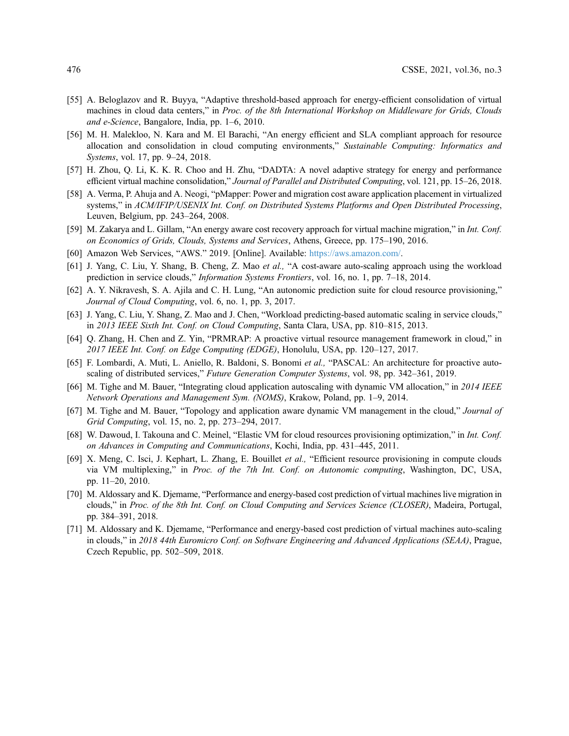[55] A. Beloglazov and R. Buyya, “Adaptive threshold-based approach for energy-efficient consolidation of virtual machines in cloud data centers,” in *Proc. of the 8th International Workshop on Middleware for Grids, Clouds and e-Science*, Bangalore, India, pp. 1–6, 2010.

[56] M. H. Malekloo, N. Kara and M. El Barachi, “An energy efficient and SLA compliant approach for resource allocation and consolidation in cloud computing environments,” *Sustainable Computing: Informatics and Systems*, vol. 17, pp. 9–24, 2018.

[57] H. Zhou, Q. Li, K. K. R. Choo and H. Zhu, “DADTA: A novel adaptive strategy for energy and performance efficient virtual machine consolidation,” *Journal of Parallel and Distributed Computing*, vol. 121, pp. 15–26, 2018.

[58] A. Verma, P. Ahuja and A. Neogi, “pMapper: Power and migration cost aware application placement in virtualized systems,” in *ACM/IFIP/USENIX Int. Conf. on Distributed Systems Platforms and Open Distributed Processing*, Leuven, Belgium, pp. 243–264, 2008.

[59] M. Zakarya and L. Gillam, “An energy aware cost recovery approach for virtual machine migration,” in *Int. Conf. on Economics of Grids, Clouds, Systems and Services*, Athens, Greece, pp. 175–190, 2016.

[60] Amazon Web Services, “AWS.” 2019. [Online]. Available: https://aws.amazon.com/.

[61] J. Yang, C. Liu, Y. Shang, B. Cheng, Z. Mao *et al.,* “A cost-aware auto-scaling approach using the workload prediction in service clouds,” *Information Systems Frontiers*, vol. 16, no. 1, pp. 7–18, 2014.

[62] A. Y. Nikravesh, S. A. Ajila and C. H. Lung, “An autonomic prediction suite for cloud resource provisioning,” *Journal of Cloud Computing*, vol. 6, no. 1, pp. 3, 2017.

[63] J. Yang, C. Liu, Y. Shang, Z. Mao and J. Chen, “Workload predicting-based automatic scaling in service clouds,” in *2013 IEEE Sixth Int. Conf. on Cloud Computing*, Santa Clara, USA, pp. 810–815, 2013.

[64] Q. Zhang, H. Chen and Z. Yin, “PRMRAP: A proactive virtual resource management framework in cloud,” in *2017 IEEE Int. Conf. on Edge Computing (EDGE)*, Honolulu, USA, pp. 120–127, 2017.

[65] F. Lombardi, A. Muti, L. Aniello, R. Baldoni, S. Bonomi *et al.,* “PASCAL: An architecture for proactive auto-scaling of distributed services,” *Future Generation Computer Systems*, vol. 98, pp. 342–361, 2019.

[66] M. Tighe and M. Bauer, “Integrating cloud application autoscaling with dynamic VM allocation,” in *2014 IEEE Network Operations and Management Sym. (NOMS)*, Krakow, Poland, pp. 1–9, 2014.

[67] M. Tighe and M. Bauer, “Topology and application aware dynamic VM management in the cloud,” *Journal of Grid Computing*, vol. 15, no. 2, pp. 273–294, 2017.

[68] W. Dawoud, I. Takouna and C. Meinel, “Elastic VM for cloud resources provisioning optimization,” in *Int. Conf. on Advances in Computing and Communications*, Kochi, India, pp. 431–445, 2011.

[69] X. Meng, C. Isci, J. Kephart, L. Zhang, E. Bouillet *et al.,* “Efficient resource provisioning in compute clouds via VM multiplexing,” in *Proc. of the 7th Int. Conf. on Autonomic computing*, Washington, DC, USA, pp. 11–20, 2010.

[70] M. Aldossary and K. Djemame, “Performance and energy-based cost prediction of virtual machines live migration in clouds,” in *Proc. of the 8th Int. Conf. on Cloud Computing and Services Science (CLOSER)*, Madeira, Portugal, pp. 384–391, 2018.

[71] M. Aldossary and K. Djemame, “Performance and energy-based cost prediction of virtual machines auto-scaling in clouds,” in *2018 44th Euromicro Conf. on Software Engineering and Advanced Applications (SEAA)*, Prague, Czech Republic, pp. 502–509, 2018.